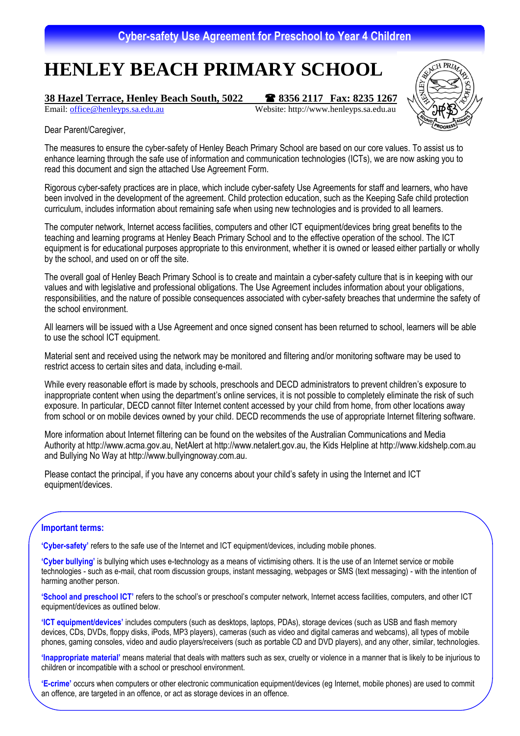## Cyber-safety Use Agreement for Preschool to Year 4 Children

# HENLEY BEACH PRIMARY SCHOOL

**38 Hazel Terrace, Henley Beach South, 5022** ☎ **8356 2117 Fax: 8235 1267**
Email: office@henleyps.sa.edu.au Website: http://www.henleyps.sa.edu.au

Dear Parent/Caregiver,

The measures to ensure the cyber-safety of Henley Beach Primary School are based on our core values. To assist us to enhance learning through the safe use of information and communication technologies (ICTs), we are now asking you to read this document and sign the attached Use Agreement Form.

Rigorous cyber-safety practices are in place, which include cyber-safety Use Agreements for staff and learners, who have been involved in the development of the agreement. Child protection education, such as the Keeping Safe child protection curriculum, includes information about remaining safe when using new technologies and is provided to all learners.

The computer network, Internet access facilities, computers and other ICT equipment/devices bring great benefits to the teaching and learning programs at Henley Beach Primary School and to the effective operation of the school. The ICT equipment is for educational purposes appropriate to this environment, whether it is owned or leased either partially or wholly by the school, and used on or off the site.

The overall goal of Henley Beach Primary School is to create and maintain a cyber-safety culture that is in keeping with our values and with legislative and professional obligations. The Use Agreement includes information about your obligations, responsibilities, and the nature of possible consequences associated with cyber-safety breaches that undermine the safety of the school environment.

All learners will be issued with a Use Agreement and once signed consent has been returned to school, learners will be able to use the school ICT equipment.

Material sent and received using the network may be monitored and filtering and/or monitoring software may be used to restrict access to certain sites and data, including e-mail.

While every reasonable effort is made by schools, preschools and DECD administrators to prevent children's exposure to inappropriate content when using the department's online services, it is not possible to completely eliminate the risk of such exposure. In particular, DECD cannot filter Internet content accessed by your child from home, from other locations away from school or on mobile devices owned by your child. DECD recommends the use of appropriate Internet filtering software.

More information about Internet filtering can be found on the websites of the Australian Communications and Media Authority at http://www.acma.gov.au, NetAlert at http://www.netalert.gov.au, the Kids Helpline at http://www.kidshelp.com.au and Bullying No Way at http://www.bullyingnoway.com.au.

Please contact the principal, if you have any concerns about your child's safety in using the Internet and ICT equipment/devices.

### Important terms:

**'Cyber-safety'** refers to the safe use of the Internet and ICT equipment/devices, including mobile phones.

**'Cyber bullying'** is bullying which uses e-technology as a means of victimising others. It is the use of an Internet service or mobile technologies - such as e-mail, chat room discussion groups, instant messaging, webpages or SMS (text messaging) - with the intention of harming another person.

**'School and preschool ICT'** refers to the school's or preschool's computer network, Internet access facilities, computers, and other ICT equipment/devices as outlined below.

**'ICT equipment/devices'** includes computers (such as desktops, laptops, PDAs), storage devices (such as USB and flash memory devices, CDs, DVDs, floppy disks, iPods, MP3 players), cameras (such as video and digital cameras and webcams), all types of mobile phones, gaming consoles, video and audio players/receivers (such as portable CD and DVD players), and any other, similar, technologies.

**'Inappropriate material'** means material that deals with matters such as sex, cruelty or violence in a manner that is likely to be injurious to children or incompatible with a school or preschool environment.

**'E-crime'** occurs when computers or other electronic communication equipment/devices (eg Internet, mobile phones) are used to commit an offence, are targeted in an offence, or act as storage devices in an offence.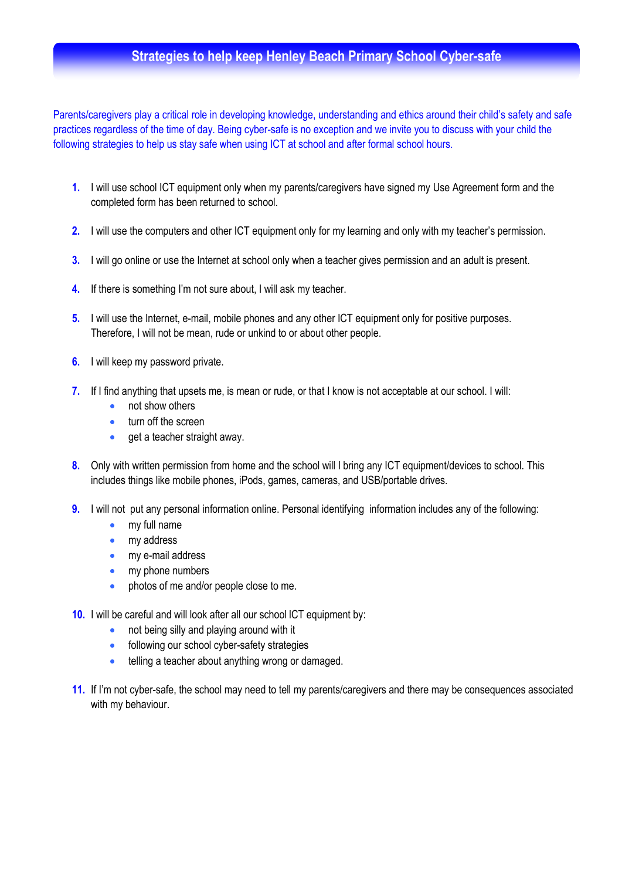## Strategies to help keep Henley Beach Primary School Cyber-safe

Parents/caregivers play a critical role in developing knowledge, understanding and ethics around their child's safety and safe practices regardless of the time of day. Being cyber-safe is no exception and we invite you to discuss with your child the following strategies to help us stay safe when using ICT at school and after formal school hours.

1. I will use school ICT equipment only when my parents/caregivers have signed my Use Agreement form and the completed form has been returned to school.

2. I will use the computers and other ICT equipment only for my learning and only with my teacher's permission.

3. I will go online or use the Internet at school only when a teacher gives permission and an adult is present.

4. If there is something I'm not sure about, I will ask my teacher.

5. I will use the Internet, e-mail, mobile phones and any other ICT equipment only for positive purposes. Therefore, I will not be mean, rude or unkind to or about other people.

6. I will keep my password private.

7. If I find anything that upsets me, is mean or rude, or that I know is not acceptable at our school. I will:
   - not show others
   - turn off the screen
   - get a teacher straight away.

8. Only with written permission from home and the school will I bring any ICT equipment/devices to school. This includes things like mobile phones, iPods, games, cameras, and USB/portable drives.

9. I will not put any personal information online. Personal identifying information includes any of the following:
   - my full name
   - my address
   - my e-mail address
   - my phone numbers
   - photos of me and/or people close to me.

10. I will be careful and will look after all our school ICT equipment by:
    - not being silly and playing around with it
    - following our school cyber-safety strategies
    - telling a teacher about anything wrong or damaged.

11. If I'm not cyber-safe, the school may need to tell my parents/caregivers and there may be consequences associated with my behaviour.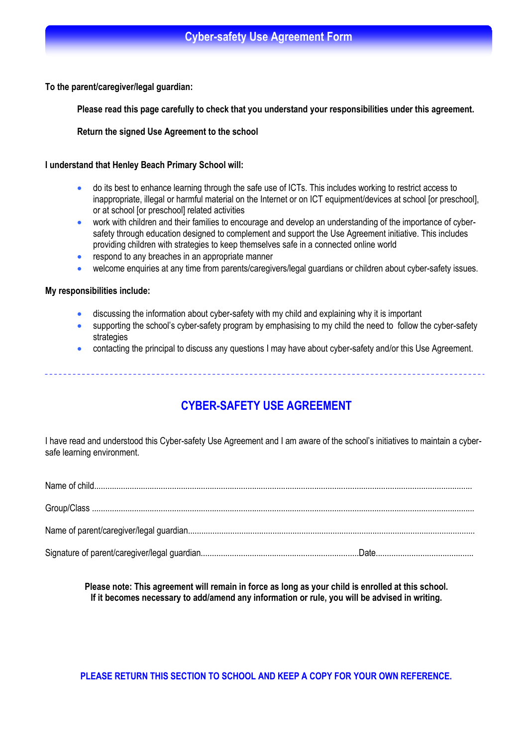# Cyber-safety Use Agreement Form

**To the parent/caregiver/legal guardian:**

**Please read this page carefully to check that you understand your responsibilities under this agreement.**

**Return the signed Use Agreement to the school**

**I understand that Henley Beach Primary School will:**

- do its best to enhance learning through the safe use of ICTs. This includes working to restrict access to inappropriate, illegal or harmful material on the Internet or on ICT equipment/devices at school [or preschool], or at school [or preschool] related activities
- work with children and their families to encourage and develop an understanding of the importance of cyber-safety through education designed to complement and support the Use Agreement initiative. This includes providing children with strategies to keep themselves safe in a connected online world
- respond to any breaches in an appropriate manner
- welcome enquiries at any time from parents/caregivers/legal guardians or children about cyber-safety issues.

**My responsibilities include:**

- discussing the information about cyber-safety with my child and explaining why it is important
- supporting the school's cyber-safety program by emphasising to my child the need to follow the cyber-safety strategies
- contacting the principal to discuss any questions I may have about cyber-safety and/or this Use Agreement.

---

## CYBER-SAFETY USE AGREEMENT

I have read and understood this Cyber-safety Use Agreement and I am aware of the school's initiatives to maintain a cyber-safe learning environment.

Name of child........................................................................................................................................................

Group/Class .........................................................................................................................................................

Name of parent/caregiver/legal guardian...............................................................................................................

Signature of parent/caregiver/legal guardian.......................................................................Date...........................................

**Please note: This agreement will remain in force as long as your child is enrolled at this school. If it becomes necessary to add/amend any information or rule, you will be advised in writing.**

**PLEASE RETURN THIS SECTION TO SCHOOL AND KEEP A COPY FOR YOUR OWN REFERENCE.**